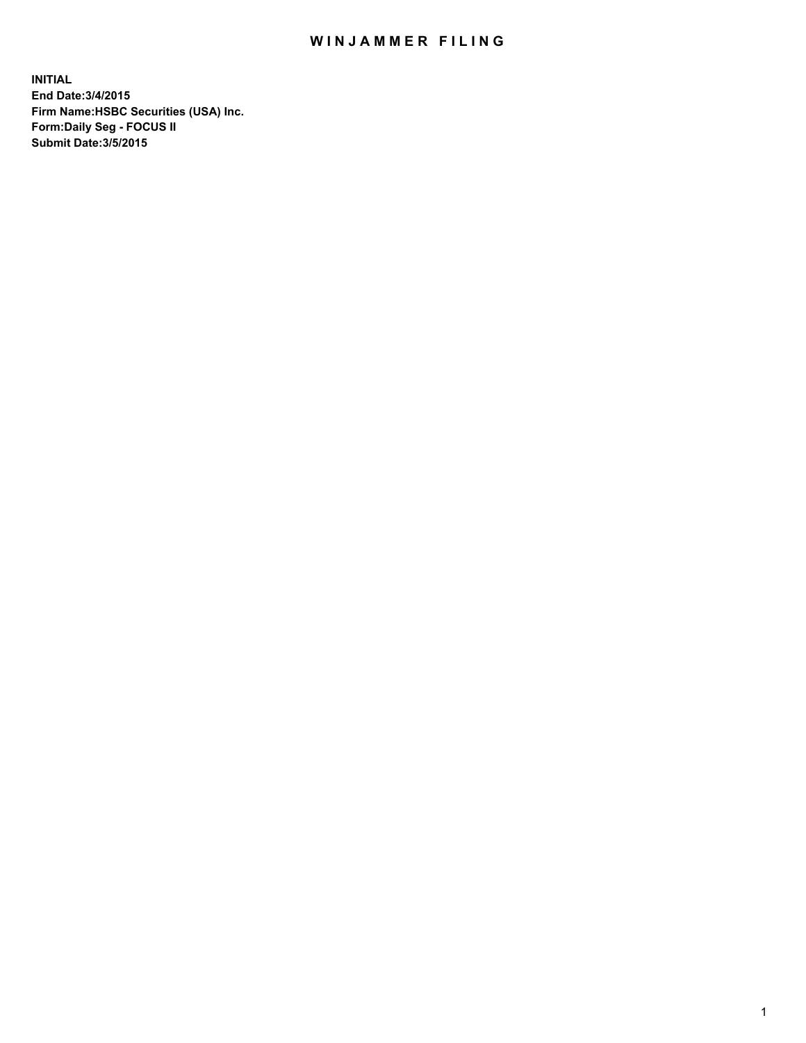# WINJAMMER FILING

**INITIAL**
**End Date:3/4/2015**
**Firm Name:HSBC Securities (USA) Inc.**
**Form:Daily Seg - FOCUS II**
**Submit Date:3/5/2015**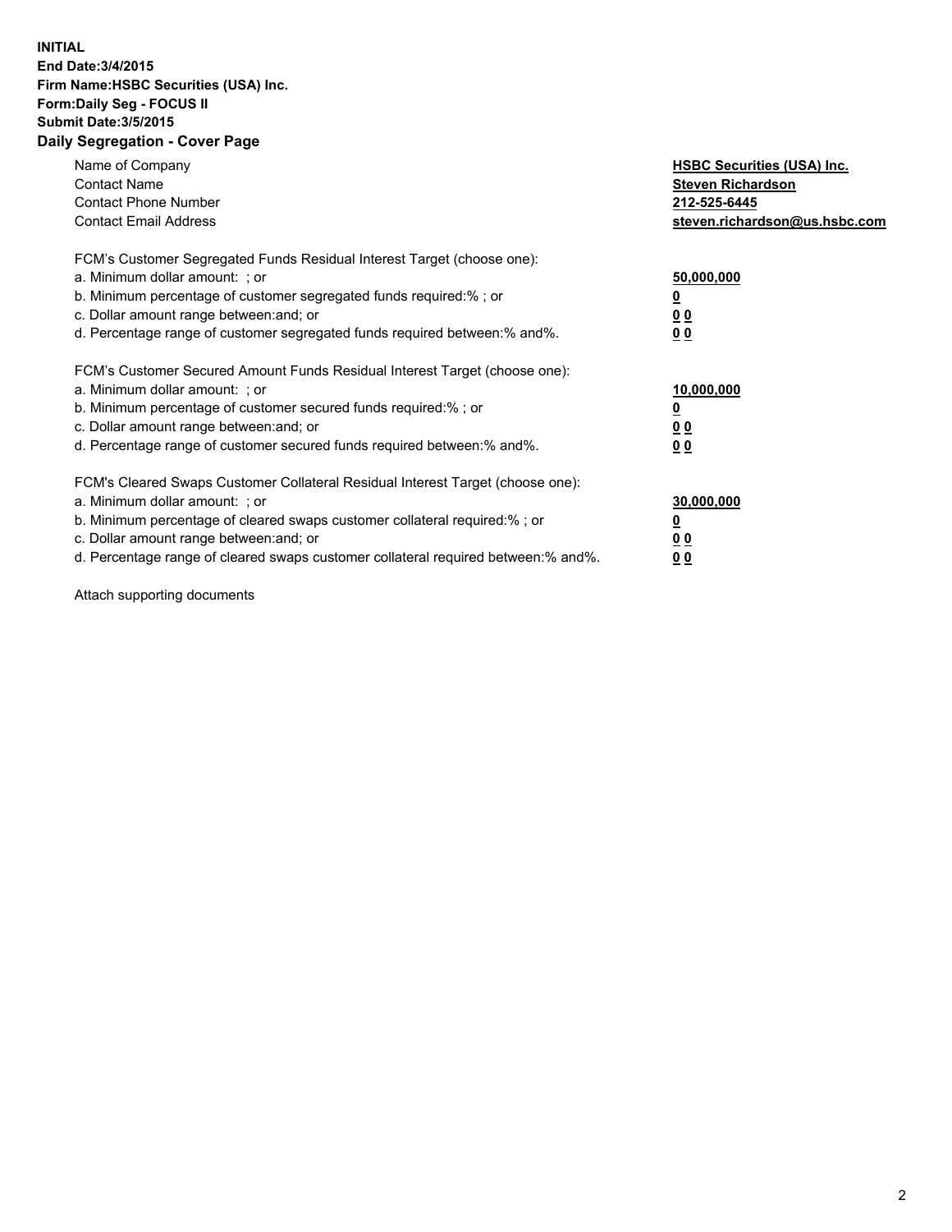**INITIAL**
**End Date:3/4/2015**
**Firm Name:HSBC Securities (USA) Inc.**
**Form:Daily Seg - FOCUS II**
**Submit Date:3/5/2015**

## Daily Segregation - Cover Page

| | |
|---|---|
| Name of Company | **HSBC Securities (USA) Inc.** |
| Contact Name | **Steven Richardson** |
| Contact Phone Number | **212-525-6445** |
| Contact Email Address | **steven.richardson@us.hsbc.com** |

FCM's Customer Segregated Funds Residual Interest Target (choose one):

| | |
|---|---|
| a. Minimum dollar amount: ; or | **50,000,000** |
| b. Minimum percentage of customer segregated funds required:% ; or | **0** |
| c. Dollar amount range between:and; or | **0 0** |
| d. Percentage range of customer segregated funds required between:% and%. | **0 0** |

FCM's Customer Secured Amount Funds Residual Interest Target (choose one):

| | |
|---|---|
| a. Minimum dollar amount: ; or | **10,000,000** |
| b. Minimum percentage of customer secured funds required:% ; or | **0** |
| c. Dollar amount range between:and; or | **0 0** |
| d. Percentage range of customer secured funds required between:% and%. | **0 0** |

FCM's Cleared Swaps Customer Collateral Residual Interest Target (choose one):

| | |
|---|---|
| a. Minimum dollar amount: ; or | **30,000,000** |
| b. Minimum percentage of cleared swaps customer collateral required:% ; or | **0** |
| c. Dollar amount range between:and; or | **0 0** |
| d. Percentage range of cleared swaps customer collateral required between:% and%. | **0 0** |

Attach supporting documents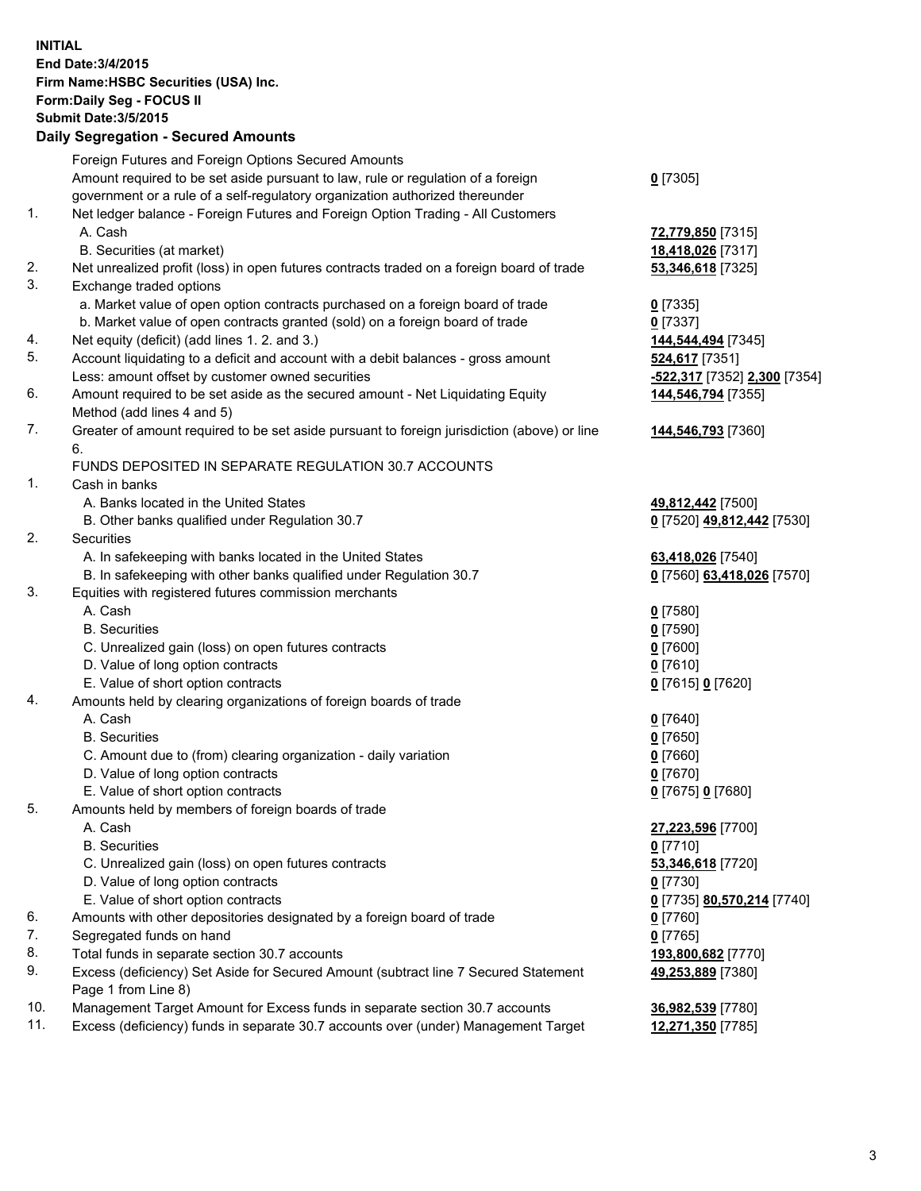**INITIAL**
**End Date:3/4/2015**
**Firm Name:HSBC Securities (USA) Inc.**
**Form:Daily Seg - FOCUS II**
**Submit Date:3/5/2015**

## Daily Segregation - Secured Amounts

| | | |
|---|---|---|
| | Foreign Futures and Foreign Options Secured Amounts | |
| | Amount required to be set aside pursuant to law, rule or regulation of a foreign government or a rule of a self-regulatory organization authorized thereunder | 0 [7305] |
| 1. | Net ledger balance - Foreign Futures and Foreign Option Trading - All Customers | |
| | A. Cash | 72,779,850 [7315] |
| | B. Securities (at market) | 18,418,026 [7317] |
| 2. | Net unrealized profit (loss) in open futures contracts traded on a foreign board of trade | 53,346,618 [7325] |
| 3. | Exchange traded options | |
| | a. Market value of open option contracts purchased on a foreign board of trade | 0 [7335] |
| | b. Market value of open contracts granted (sold) on a foreign board of trade | 0 [7337] |
| 4. | Net equity (deficit) (add lines 1. 2. and 3.) | 144,544,494 [7345] |
| 5. | Account liquidating to a deficit and account with a debit balances - gross amount | 524,617 [7351] |
| | Less: amount offset by customer owned securities | -522,317 [7352] 2,300 [7354] |
| 6. | Amount required to be set aside as the secured amount - Net Liquidating Equity Method (add lines 4 and 5) | 144,546,794 [7355] |
| 7. | Greater of amount required to be set aside pursuant to foreign jurisdiction (above) or line 6. | 144,546,793 [7360] |
| | FUNDS DEPOSITED IN SEPARATE REGULATION 30.7 ACCOUNTS | |
| 1. | Cash in banks | |
| | A. Banks located in the United States | 49,812,442 [7500] |
| | B. Other banks qualified under Regulation 30.7 | 0 [7520] 49,812,442 [7530] |
| 2. | Securities | |
| | A. In safekeeping with banks located in the United States | 63,418,026 [7540] |
| | B. In safekeeping with other banks qualified under Regulation 30.7 | 0 [7560] 63,418,026 [7570] |
| 3. | Equities with registered futures commission merchants | |
| | A. Cash | 0 [7580] |
| | B. Securities | 0 [7590] |
| | C. Unrealized gain (loss) on open futures contracts | 0 [7600] |
| | D. Value of long option contracts | 0 [7610] |
| | E. Value of short option contracts | 0 [7615] 0 [7620] |
| 4. | Amounts held by clearing organizations of foreign boards of trade | |
| | A. Cash | 0 [7640] |
| | B. Securities | 0 [7650] |
| | C. Amount due to (from) clearing organization - daily variation | 0 [7660] |
| | D. Value of long option contracts | 0 [7670] |
| | E. Value of short option contracts | 0 [7675] 0 [7680] |
| 5. | Amounts held by members of foreign boards of trade | |
| | A. Cash | 27,223,596 [7700] |
| | B. Securities | 0 [7710] |
| | C. Unrealized gain (loss) on open futures contracts | 53,346,618 [7720] |
| | D. Value of long option contracts | 0 [7730] |
| | E. Value of short option contracts | 0 [7735] 80,570,214 [7740] |
| 6. | Amounts with other depositories designated by a foreign board of trade | 0 [7760] |
| 7. | Segregated funds on hand | 0 [7765] |
| 8. | Total funds in separate section 30.7 accounts | 193,800,682 [7770] |
| 9. | Excess (deficiency) Set Aside for Secured Amount (subtract line 7 Secured Statement Page 1 from Line 8) | 49,253,889 [7380] |
| 10. | Management Target Amount for Excess funds in separate section 30.7 accounts | 36,982,539 [7780] |
| 11. | Excess (deficiency) funds in separate 30.7 accounts over (under) Management Target | 12,271,350 [7785] |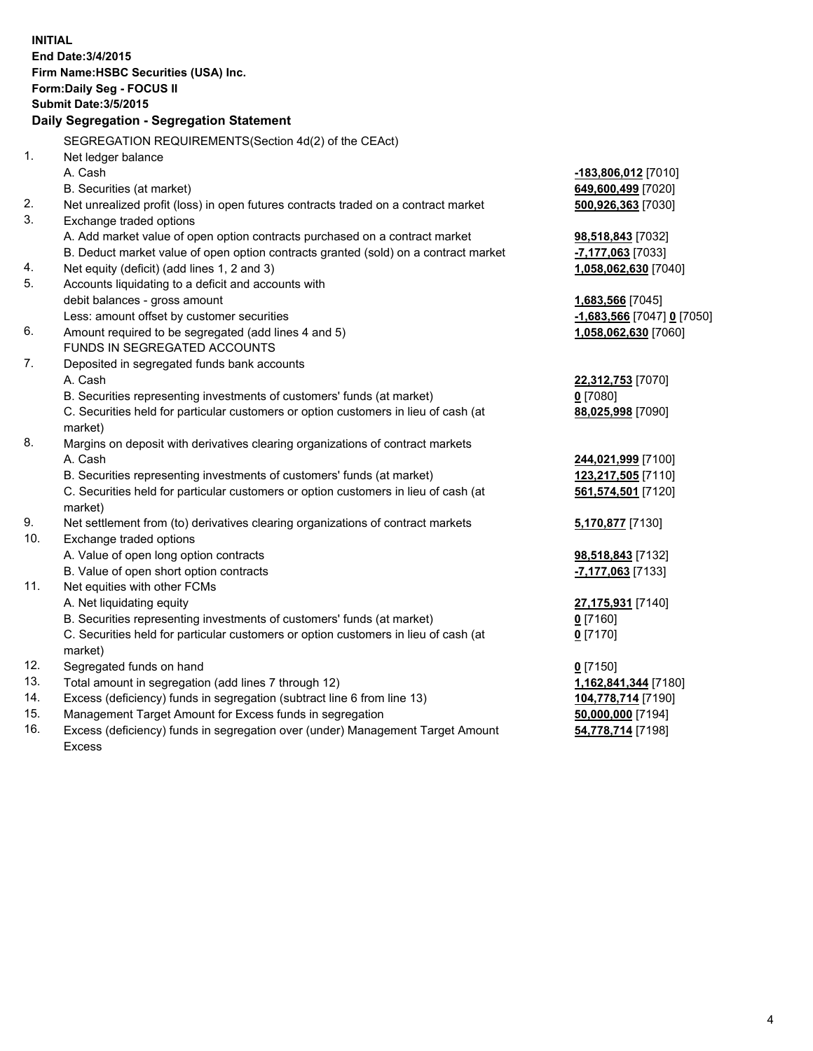**INITIAL**
**End Date:3/4/2015**
**Firm Name:HSBC Securities (USA) Inc.**
**Form:Daily Seg - FOCUS II**
**Submit Date:3/5/2015**

### Daily Segregation - Segregation Statement

SEGREGATION REQUIREMENTS(Section 4d(2) of the CEAct)

| | | |
|---|---|---|
| 1. | Net ledger balance | |
| | A. Cash | **-183,806,012** [7010] |
| | B. Securities (at market) | **649,600,499** [7020] |
| 2. | Net unrealized profit (loss) in open futures contracts traded on a contract market | **500,926,363** [7030] |
| 3. | Exchange traded options | |
| | A. Add market value of open option contracts purchased on a contract market | **98,518,843** [7032] |
| | B. Deduct market value of open option contracts granted (sold) on a contract market | **-7,177,063** [7033] |
| 4. | Net equity (deficit) (add lines 1, 2 and 3) | **1,058,062,630** [7040] |
| 5. | Accounts liquidating to a deficit and accounts with | |
| | debit balances - gross amount | **1,683,566** [7045] |
| | Less: amount offset by customer securities | **-1,683,566** [7047] **0** [7050] |
| 6. | Amount required to be segregated (add lines 4 and 5) | **1,058,062,630** [7060] |
| | FUNDS IN SEGREGATED ACCOUNTS | |
| 7. | Deposited in segregated funds bank accounts | |
| | A. Cash | **22,312,753** [7070] |
| | B. Securities representing investments of customers' funds (at market) | **0** [7080] |
| | C. Securities held for particular customers or option customers in lieu of cash (at market) | **88,025,998** [7090] |
| 8. | Margins on deposit with derivatives clearing organizations of contract markets | |
| | A. Cash | **244,021,999** [7100] |
| | B. Securities representing investments of customers' funds (at market) | **123,217,505** [7110] |
| | C. Securities held for particular customers or option customers in lieu of cash (at market) | **561,574,501** [7120] |
| 9. | Net settlement from (to) derivatives clearing organizations of contract markets | **5,170,877** [7130] |
| 10. | Exchange traded options | |
| | A. Value of open long option contracts | **98,518,843** [7132] |
| | B. Value of open short option contracts | **-7,177,063** [7133] |
| 11. | Net equities with other FCMs | |
| | A. Net liquidating equity | **27,175,931** [7140] |
| | B. Securities representing investments of customers' funds (at market) | **0** [7160] |
| | C. Securities held for particular customers or option customers in lieu of cash (at market) | **0** [7170] |
| 12. | Segregated funds on hand | **0** [7150] |
| 13. | Total amount in segregation (add lines 7 through 12) | **1,162,841,344** [7180] |
| 14. | Excess (deficiency) funds in segregation (subtract line 6 from line 13) | **104,778,714** [7190] |
| 15. | Management Target Amount for Excess funds in segregation | **50,000,000** [7194] |
| 16. | Excess (deficiency) funds in segregation over (under) Management Target Amount Excess | **54,778,714** [7198] |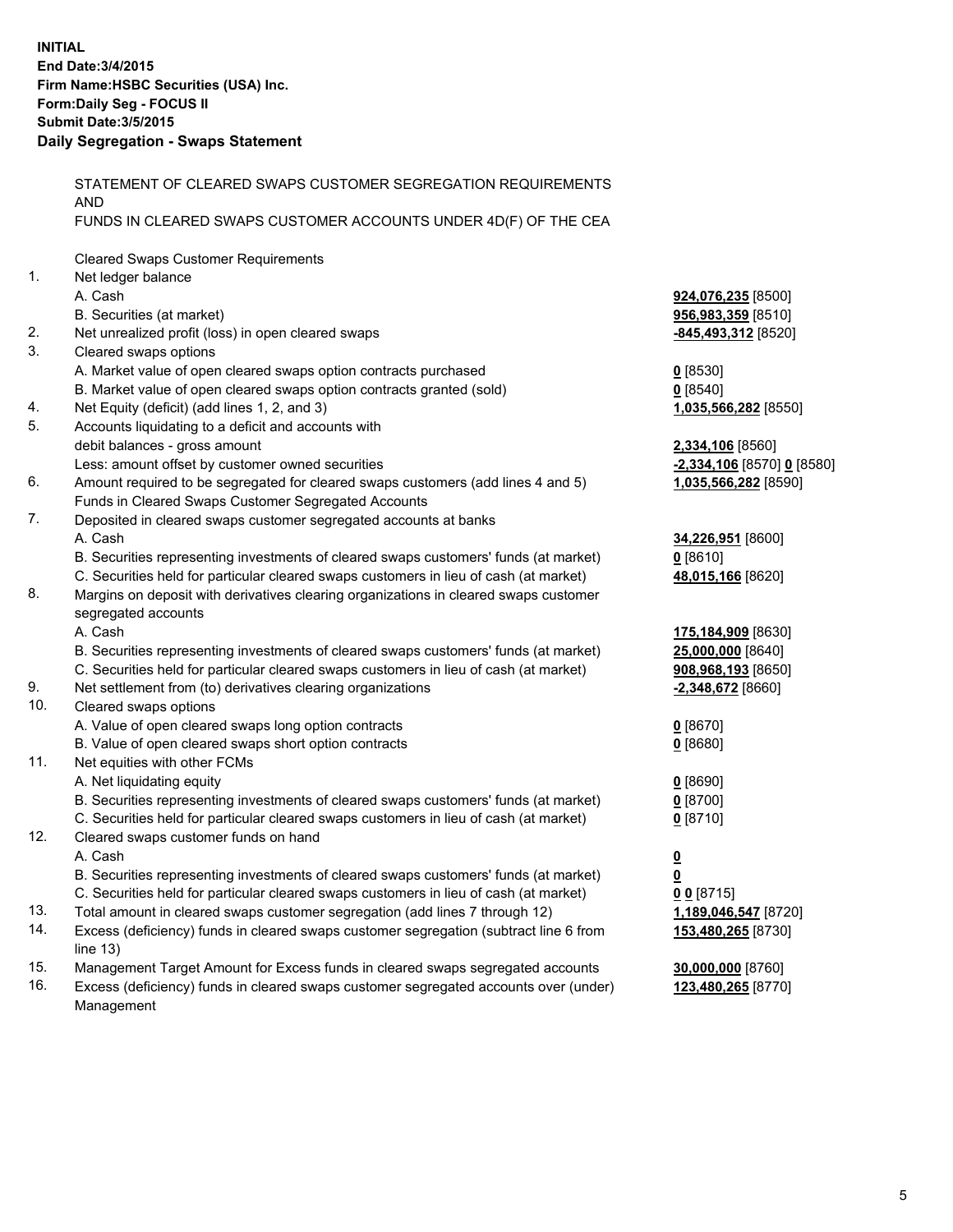**INITIAL**
**End Date:3/4/2015**
**Firm Name:HSBC Securities (USA) Inc.**
**Form:Daily Seg - FOCUS II**
**Submit Date:3/5/2015**
**Daily Segregation - Swaps Statement**

STATEMENT OF CLEARED SWAPS CUSTOMER SEGREGATION REQUIREMENTS AND FUNDS IN CLEARED SWAPS CUSTOMER ACCOUNTS UNDER 4D(F) OF THE CEA

| | | |
|---|---|---|
| | Cleared Swaps Customer Requirements | |
| 1. | Net ledger balance | |
| | A. Cash | **924,076,235** [8500] |
| | B. Securities (at market) | **956,983,359** [8510] |
| 2. | Net unrealized profit (loss) in open cleared swaps | **-845,493,312** [8520] |
| 3. | Cleared swaps options | |
| | A. Market value of open cleared swaps option contracts purchased | **0** [8530] |
| | B. Market value of open cleared swaps option contracts granted (sold) | **0** [8540] |
| 4. | Net Equity (deficit) (add lines 1, 2, and 3) | **1,035,566,282** [8550] |
| 5. | Accounts liquidating to a deficit and accounts with debit balances - gross amount | **2,334,106** [8560] |
| | Less: amount offset by customer owned securities | **-2,334,106** [8570] **0** [8580] |
| 6. | Amount required to be segregated for cleared swaps customers (add lines 4 and 5) | **1,035,566,282** [8590] |
| | Funds in Cleared Swaps Customer Segregated Accounts | |
| 7. | Deposited in cleared swaps customer segregated accounts at banks | |
| | A. Cash | **34,226,951** [8600] |
| | B. Securities representing investments of cleared swaps customers' funds (at market) | **0** [8610] |
| | C. Securities held for particular cleared swaps customers in lieu of cash (at market) | **48,015,166** [8620] |
| 8. | Margins on deposit with derivatives clearing organizations in cleared swaps customer segregated accounts | |
| | A. Cash | **175,184,909** [8630] |
| | B. Securities representing investments of cleared swaps customers' funds (at market) | **25,000,000** [8640] |
| | C. Securities held for particular cleared swaps customers in lieu of cash (at market) | **908,968,193** [8650] |
| 9. | Net settlement from (to) derivatives clearing organizations | **-2,348,672** [8660] |
| 10. | Cleared swaps options | |
| | A. Value of open cleared swaps long option contracts | **0** [8670] |
| | B. Value of open cleared swaps short option contracts | **0** [8680] |
| 11. | Net equities with other FCMs | |
| | A. Net liquidating equity | **0** [8690] |
| | B. Securities representing investments of cleared swaps customers' funds (at market) | **0** [8700] |
| | C. Securities held for particular cleared swaps customers in lieu of cash (at market) | **0** [8710] |
| 12. | Cleared swaps customer funds on hand | |
| | A. Cash | **0** |
| | B. Securities representing investments of cleared swaps customers' funds (at market) | **0** |
| | C. Securities held for particular cleared swaps customers in lieu of cash (at market) | **0** **0** [8715] |
| 13. | Total amount in cleared swaps customer segregation (add lines 7 through 12) | **1,189,046,547** [8720] |
| 14. | Excess (deficiency) funds in cleared swaps customer segregation (subtract line 6 from line 13) | **153,480,265** [8730] |
| 15. | Management Target Amount for Excess funds in cleared swaps segregated accounts | **30,000,000** [8760] |
| 16. | Excess (deficiency) funds in cleared swaps customer segregated accounts over (under) Management | **123,480,265** [8770] |